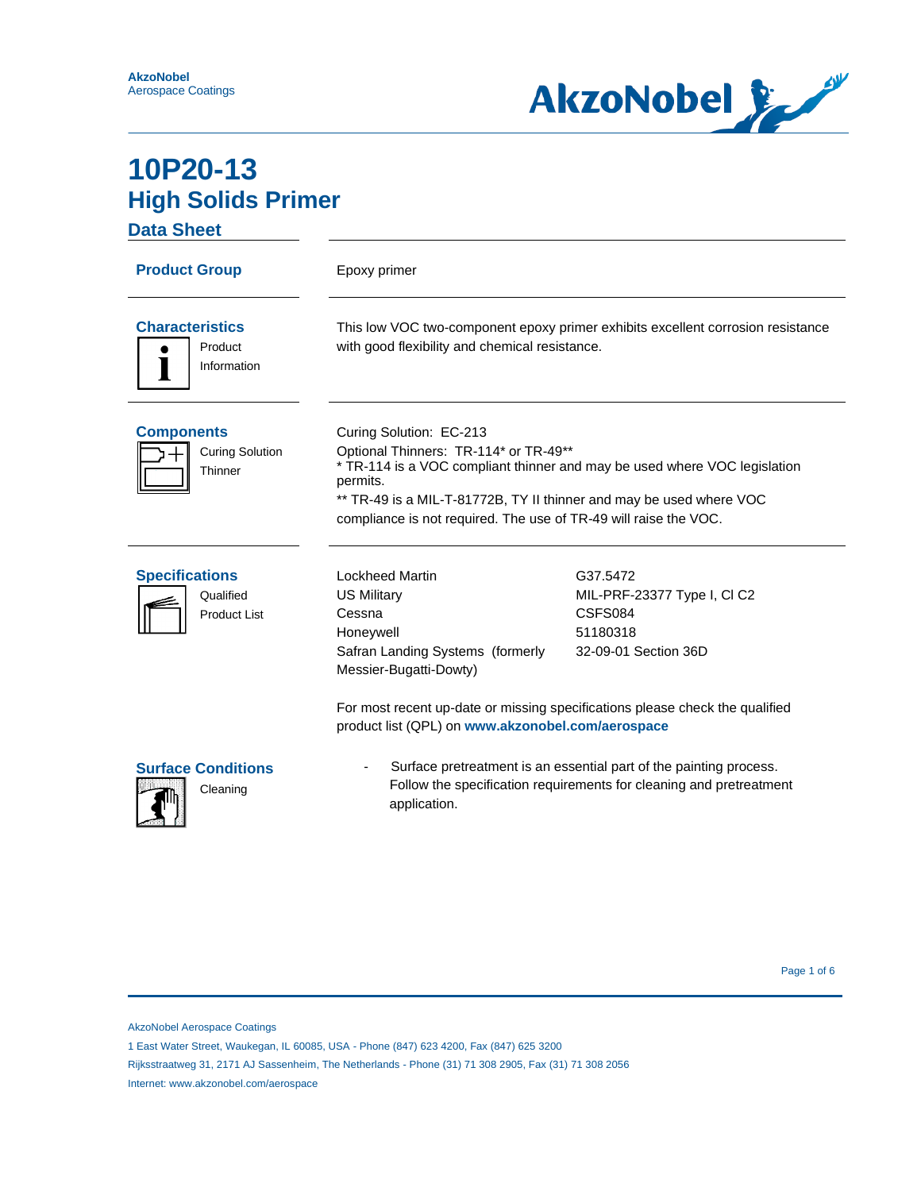AkzoNobel
Aerospace Coatings

# 10P20-13
## High Solids Primer
### Data Sheet

**Product Group**

Epoxy primer

**Characteristics**

Product Information

This low VOC two-component epoxy primer exhibits excellent corrosion resistance with good flexibility and chemical resistance.

**Components**

Curing Solution
Thinner

Curing Solution: EC-213

Optional Thinners: TR-114* or TR-49**

* TR-114 is a VOC compliant thinner and may be used where VOC legislation permits.

** TR-49 is a MIL-T-81772B, TY II thinner and may be used where VOC compliance is not required. The use of TR-49 will raise the VOC.

**Specifications**

Qualified Product List

| | |
|---|---|
| Lockheed Martin | G37.5472 |
| US Military | MIL-PRF-23377 Type I, Cl C2 |
| Cessna | CSFS084 |
| Honeywell | 51180318 |
| Safran Landing Systems (formerly Messier-Bugatti-Dowty) | 32-09-01 Section 36D |

For most recent up-date or missing specifications please check the qualified product list (QPL) on **www.akzonobel.com/aerospace**

**Surface Conditions**

Cleaning

- Surface pretreatment is an essential part of the painting process. Follow the specification requirements for cleaning and pretreatment application.

AkzoNobel Aerospace Coatings
1 East Water Street, Waukegan, IL 60085, USA - Phone (847) 623 4200, Fax (847) 625 3200
Rijksstraatweg 31, 2171 AJ Sassenheim, The Netherlands - Phone (31) 71 308 2905, Fax (31) 71 308 2056
Internet: www.akzonobel.com/aerospace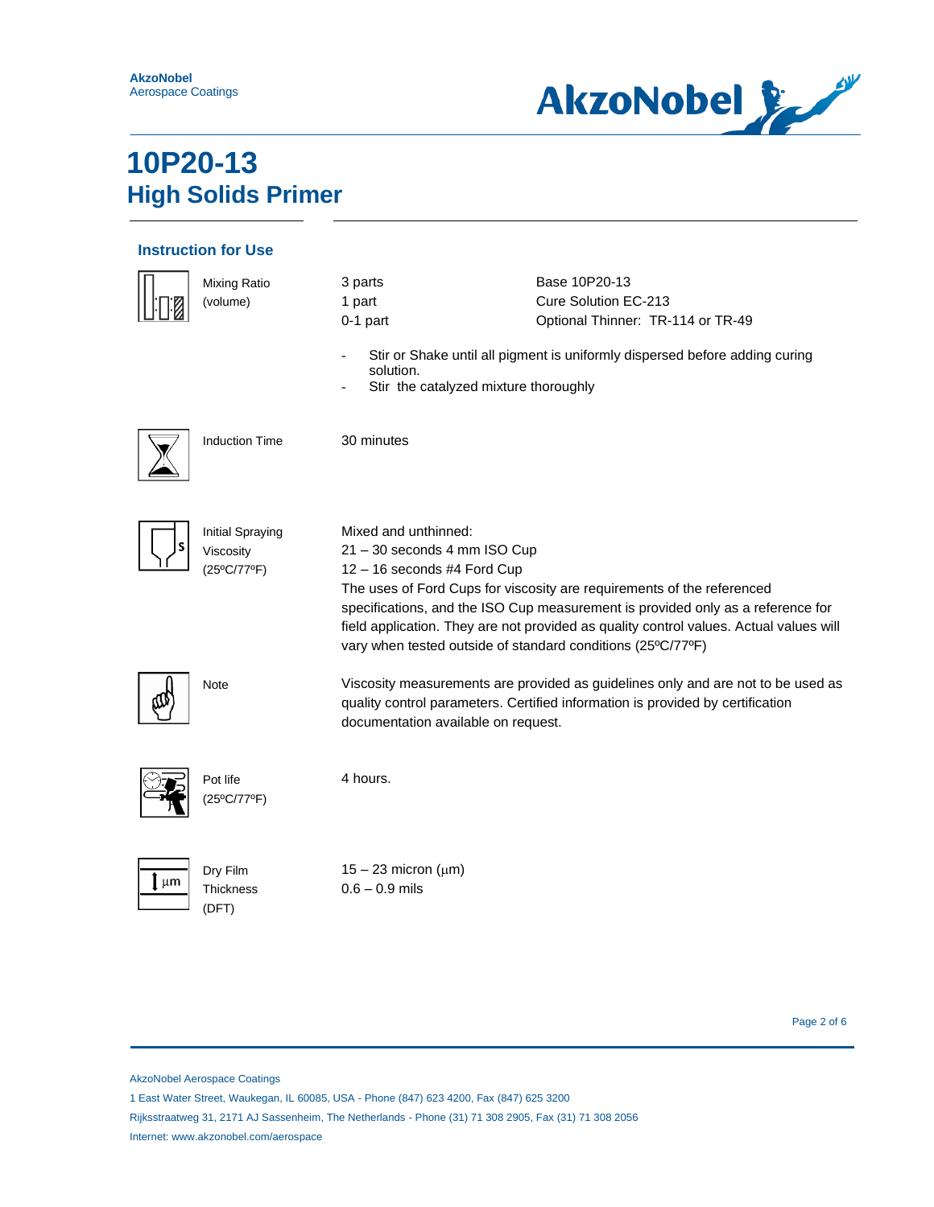AkzoNobel
Aerospace Coatings

# 10P20-13
# High Solids Primer

## Instruction for Use

| | | |
|---|---|---|
| Mixing Ratio (volume) | 3 parts<br>1 part<br>0-1 part | Base 10P20-13<br>Cure Solution EC-213<br>Optional Thinner: TR-114 or TR-49 |

- Stir or Shake until all pigment is uniformly dispersed before adding curing solution.
- Stir the catalyzed mixture thoroughly

**Induction Time**

30 minutes

**Initial Spraying Viscosity (25ºC/77ºF)**

Mixed and unthinned:
21 – 30 seconds 4 mm ISO Cup
12 – 16 seconds #4 Ford Cup
The uses of Ford Cups for viscosity are requirements of the referenced specifications, and the ISO Cup measurement is provided only as a reference for field application. They are not provided as quality control values. Actual values will vary when tested outside of standard conditions (25ºC/77ºF)

**Note**

Viscosity measurements are provided as guidelines only and are not to be used as quality control parameters. Certified information is provided by certification documentation available on request.

**Pot life (25ºC/77ºF)**

4 hours.

**Dry Film Thickness (DFT)**

15 – 23 micron (μm)
0.6 – 0.9 mils

AkzoNobel Aerospace Coatings
1 East Water Street, Waukegan, IL 60085, USA - Phone (847) 623 4200, Fax (847) 625 3200
Rijksstraatweg 31, 2171 AJ Sassenheim, The Netherlands - Phone (31) 71 308 2905, Fax (31) 71 308 2056
Internet: www.akzonobel.com/aerospace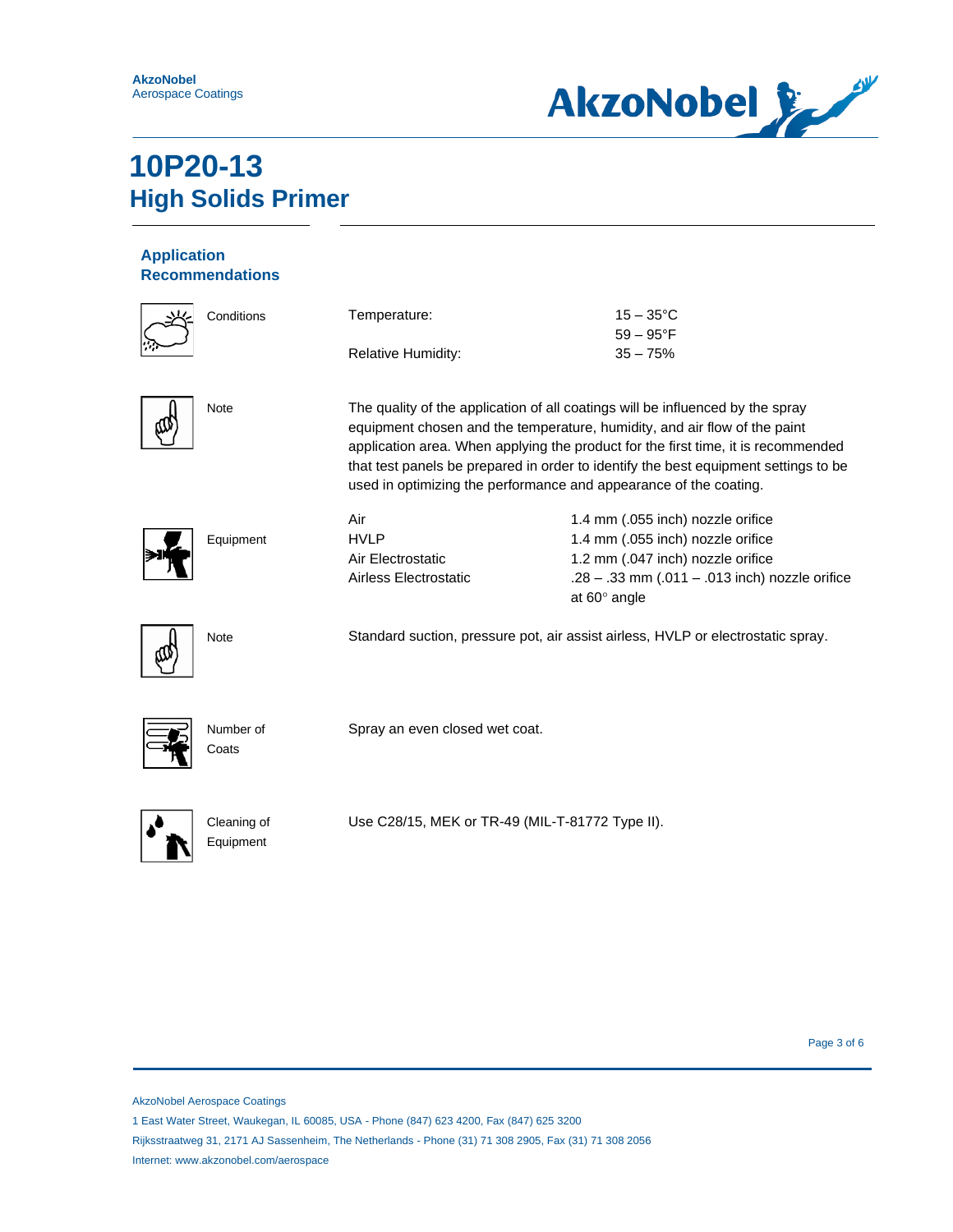# 10P20-13
# High Solids Primer

## Application Recommendations

**Conditions**

| | |
|---|---|
| Temperature: | 15 – 35°C<br>59 – 95°F |
| Relative Humidity: | 35 – 75% |

**Note**

The quality of the application of all coatings will be influenced by the spray equipment chosen and the temperature, humidity, and air flow of the paint application area. When applying the product for the first time, it is recommended that test panels be prepared in order to identify the best equipment settings to be used in optimizing the performance and appearance of the coating.

**Equipment**

| | |
|---|---|
| Air | 1.4 mm (.055 inch) nozzle orifice |
| HVLP | 1.4 mm (.055 inch) nozzle orifice |
| Air Electrostatic | 1.2 mm (.047 inch) nozzle orifice |
| Airless Electrostatic | .28 – .33 mm (.011 – .013 inch) nozzle orifice at 60° angle |

**Note**

Standard suction, pressure pot, air assist airless, HVLP or electrostatic spray.

**Number of Coats**

Spray an even closed wet coat.

**Cleaning of Equipment**

Use C28/15, MEK or TR-49 (MIL-T-81772 Type II).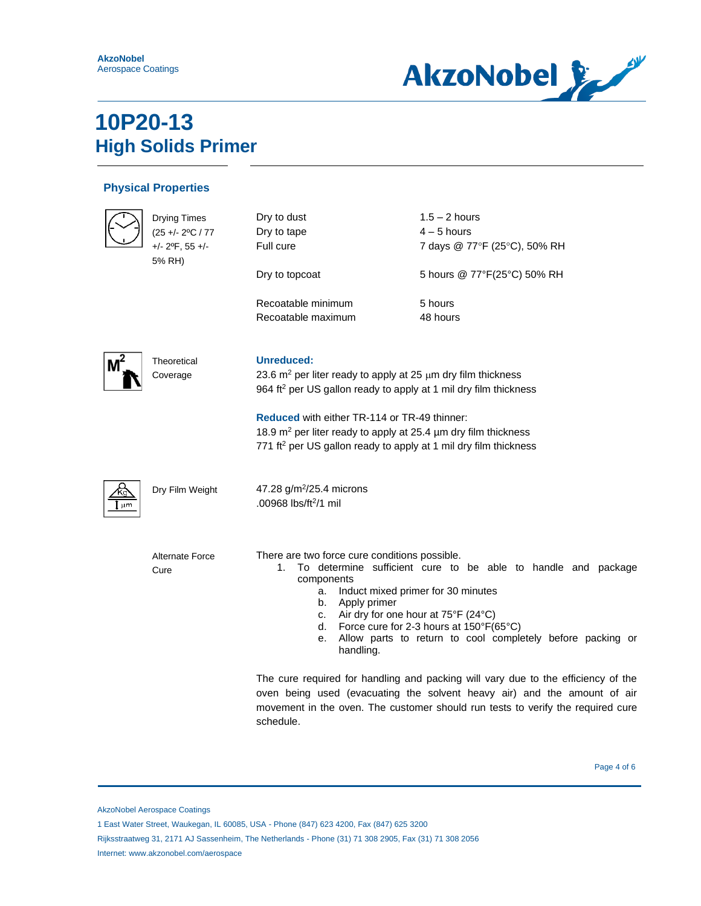AkzoNobel
Aerospace Coatings

# 10P20-13
# High Solids Primer

## Physical Properties

| | | |
|---|---|---|
| Drying Times (25 +/- 2ºC / 77 +/- 2ºF, 55 +/- 5% RH) | Dry to dust | 1.5 – 2 hours |
| | Dry to tape | 4 – 5 hours |
| | Full cure | 7 days @ 77°F (25°C), 50% RH |
| | Dry to topcoat | 5 hours @ 77°F(25°C) 50% RH |
| | Recoatable minimum | 5 hours |
| | Recoatable maximum | 48 hours |

**Theoretical Coverage**

**Unreduced:**
23.6 $m^2$ per liter ready to apply at 25 µm dry film thickness
964 $ft^2$ per US gallon ready to apply at 1 mil dry film thickness

**Reduced** with either TR-114 or TR-49 thinner:
18.9 $m^2$ per liter ready to apply at 25.4 µm dry film thickness
771 $ft^2$ per US gallon ready to apply at 1 mil dry film thickness

**Dry Film Weight**

47.28 $g/m^2$/25.4 microns
.00968 $lbs/ft^2$/1 mil

**Alternate Force Cure**

There are two force cure conditions possible.

1. To determine sufficient cure to be able to handle and package components
   a. Induct mixed primer for 30 minutes
   b. Apply primer
   c. Air dry for one hour at 75°F (24°C)
   d. Force cure for 2-3 hours at 150°F(65°C)
   e. Allow parts to return to cool completely before packing or handling.

The cure required for handling and packing will vary due to the efficiency of the oven being used (evacuating the solvent heavy air) and the amount of air movement in the oven. The customer should run tests to verify the required cure schedule.

AkzoNobel Aerospace Coatings
1 East Water Street, Waukegan, IL 60085, USA - Phone (847) 623 4200, Fax (847) 625 3200
Rijksstraatweg 31, 2171 AJ Sassenheim, The Netherlands - Phone (31) 71 308 2905, Fax (31) 71 308 2056
Internet: www.akzonobel.com/aerospace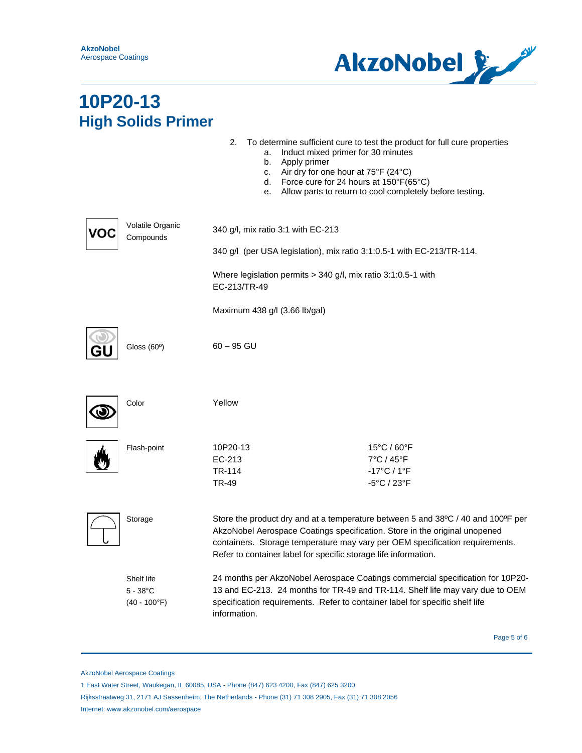# 10P20-13
## High Solids Primer

2. To determine sufficient cure to test the product for full cure properties
   a. Induct mixed primer for 30 minutes
   b. Apply primer
   c. Air dry for one hour at 75°F (24°C)
   d. Force cure for 24 hours at 150°F(65°C)
   e. Allow parts to return to cool completely before testing.

**Volatile Organic Compounds**

340 g/l, mix ratio 3:1 with EC-213

340 g/l (per USA legislation), mix ratio 3:1:0.5-1 with EC-213/TR-114.

Where legislation permits > 340 g/l, mix ratio 3:1:0.5-1 with EC-213/TR-49

Maximum 438 g/l (3.66 lb/gal)

**Gloss (60º)**

60 – 95 GU

**Color**

Yellow

**Flash-point**

| Product | Flash-point |
|---|---|
| 10P20-13 | 15°C / 60°F |
| EC-213 | 7°C / 45°F |
| TR-114 | -17°C / 1°F |
| TR-49 | -5°C / 23°F |

**Storage**

Store the product dry and at a temperature between 5 and 38ºC / 40 and 100ºF per AkzoNobel Aerospace Coatings specification. Store in the original unopened containers. Storage temperature may vary per OEM specification requirements. Refer to container label for specific storage life information.

**Shelf life 5 - 38°C (40 - 100°F)**

24 months per AkzoNobel Aerospace Coatings commercial specification for 10P20-13 and EC-213. 24 months for TR-49 and TR-114. Shelf life may vary due to OEM specification requirements. Refer to container label for specific shelf life information.

AkzoNobel Aerospace Coatings
1 East Water Street, Waukegan, IL 60085, USA - Phone (847) 623 4200, Fax (847) 625 3200
Rijksstraatweg 31, 2171 AJ Sassenheim, The Netherlands - Phone (31) 71 308 2905, Fax (31) 71 308 2056
Internet: www.akzonobel.com/aerospace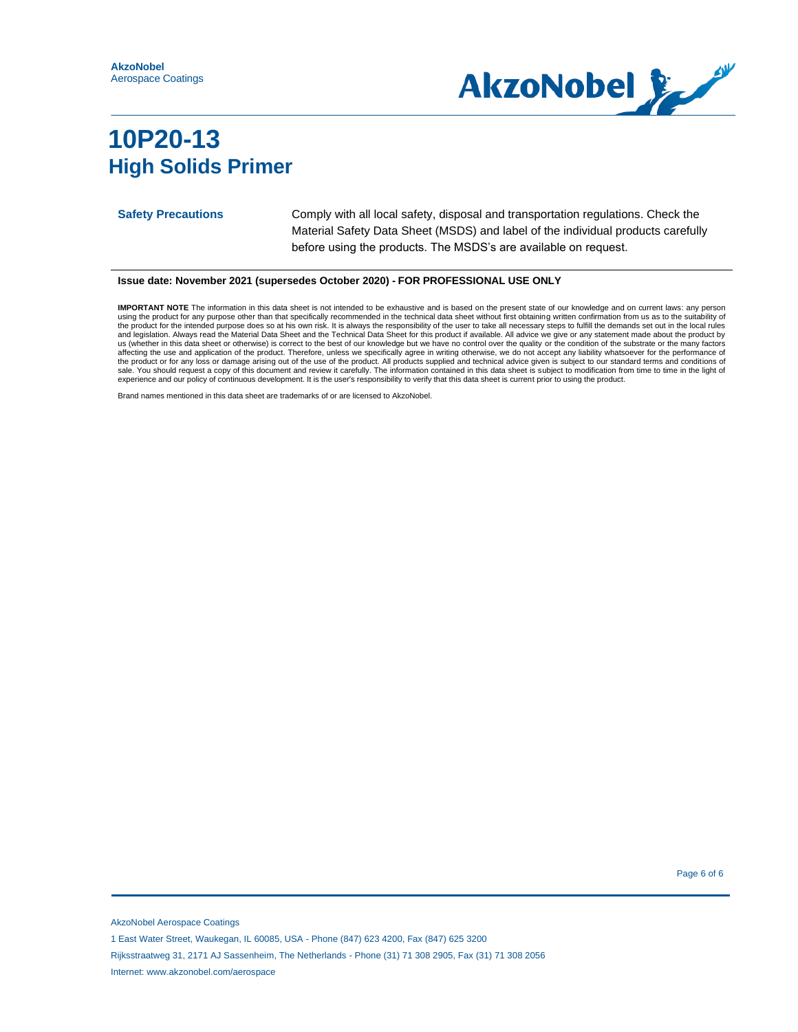# 10P20-13
## High Solids Primer

| | |
|---|---|
| **Safety Precautions** | Comply with all local safety, disposal and transportation regulations. Check the Material Safety Data Sheet (MSDS) and label of the individual products carefully before using the products. The MSDS's are available on request. |

**Issue date: November 2021 (supersedes October 2020) - FOR PROFESSIONAL USE ONLY**

**IMPORTANT NOTE** The information in this data sheet is not intended to be exhaustive and is based on the present state of our knowledge and on current laws: any person using the product for any purpose other than that specifically recommended in the technical data sheet without first obtaining written confirmation from us as to the suitability of the product for the intended purpose does so at his own risk. It is always the responsibility of the user to take all necessary steps to fulfill the demands set out in the local rules and legislation. Always read the Material Data Sheet and the Technical Data Sheet for this product if available. All advice we give or any statement made about the product by us (whether in this data sheet or otherwise) is correct to the best of our knowledge but we have no control over the quality or the condition of the substrate or the many factors affecting the use and application of the product. Therefore, unless we specifically agree in writing otherwise, we do not accept any liability whatsoever for the performance of the product or for any loss or damage arising out of the use of the product. All products supplied and technical advice given is subject to our standard terms and conditions of sale. You should request a copy of this document and review it carefully. The information contained in this data sheet is subject to modification from time to time in the light of experience and our policy of continuous development. It is the user's responsibility to verify that this data sheet is current prior to using the product.

Brand names mentioned in this data sheet are trademarks of or are licensed to AkzoNobel.

AkzoNobel Aerospace Coatings

1 East Water Street, Waukegan, IL 60085, USA - Phone (847) 623 4200, Fax (847) 625 3200

Rijksstraatweg 31, 2171 AJ Sassenheim, The Netherlands - Phone (31) 71 308 2905, Fax (31) 71 308 2056

Internet: www.akzonobel.com/aerospace